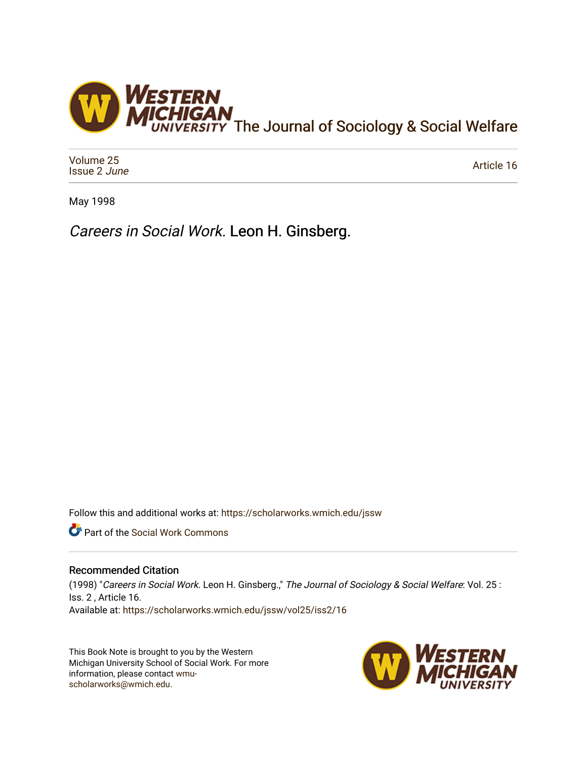The Journal of Sociology & Social Welfare

Volume 25
Issue 2 *June*

Article 16

May 1998

# *Careers in Social Work.* Leon H. Ginsberg.

Follow this and additional works at: https://scholarworks.wmich.edu/jssw

Part of the Social Work Commons

## Recommended Citation

(1998) "*Careers in Social Work.* Leon H. Ginsberg.," *The Journal of Sociology & Social Welfare*: Vol. 25 : Iss. 2 , Article 16.
Available at: https://scholarworks.wmich.edu/jssw/vol25/iss2/16

This Book Note is brought to you by the Western Michigan University School of Social Work. For more information, please contact wmu-scholarworks@wmich.edu.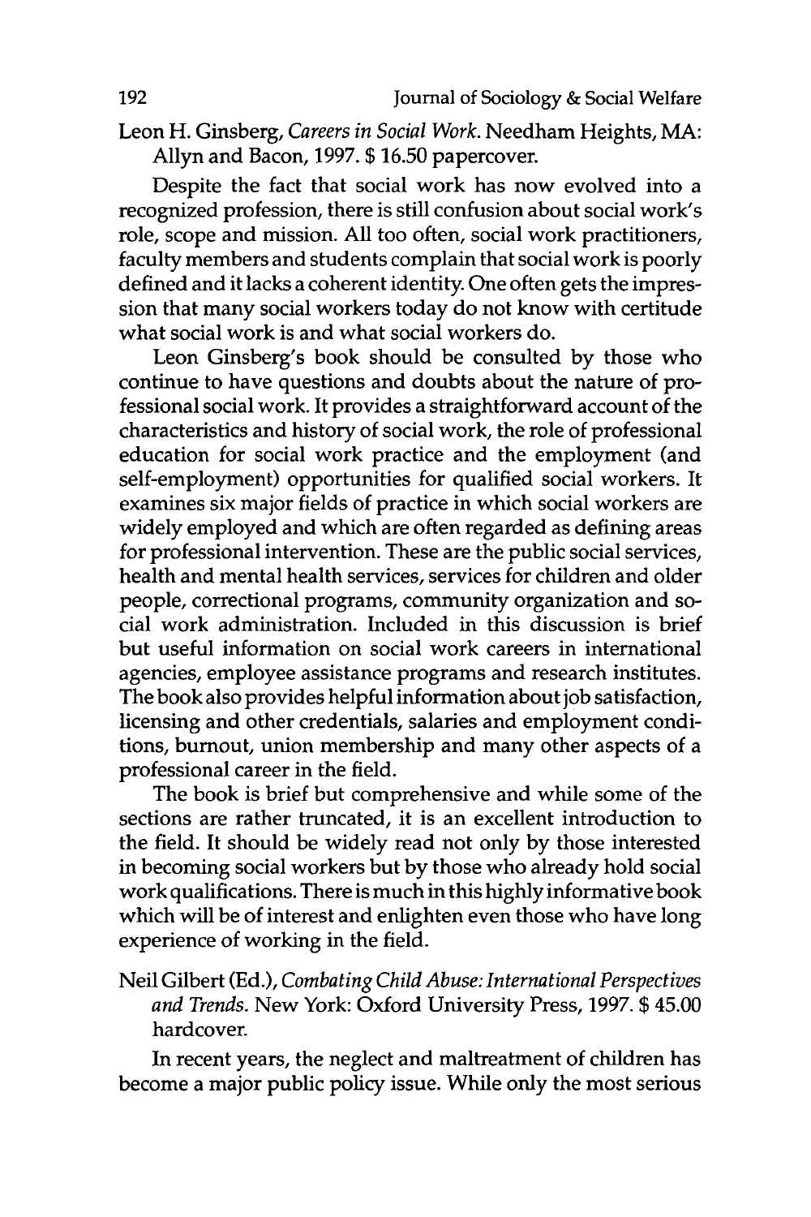Leon H. Ginsberg, *Careers in Social Work*. Needham Heights, MA: Allyn and Bacon, 1997. $ 16.50 papercover.

Despite the fact that social work has now evolved into a recognized profession, there is still confusion about social work's role, scope and mission. All too often, social work practitioners, faculty members and students complain that social work is poorly defined and it lacks a coherent identity. One often gets the impression that many social workers today do not know with certitude what social work is and what social workers do.

Leon Ginsberg's book should be consulted by those who continue to have questions and doubts about the nature of professional social work. It provides a straightforward account of the characteristics and history of social work, the role of professional education for social work practice and the employment (and self-employment) opportunities for qualified social workers. It examines six major fields of practice in which social workers are widely employed and which are often regarded as defining areas for professional intervention. These are the public social services, health and mental health services, services for children and older people, correctional programs, community organization and social work administration. Included in this discussion is brief but useful information on social work careers in international agencies, employee assistance programs and research institutes. The book also provides helpful information about job satisfaction, licensing and other credentials, salaries and employment conditions, burnout, union membership and many other aspects of a professional career in the field.

The book is brief but comprehensive and while some of the sections are rather truncated, it is an excellent introduction to the field. It should be widely read not only by those interested in becoming social workers but by those who already hold social work qualifications. There is much in this highly informative book which will be of interest and enlighten even those who have long experience of working in the field.

Neil Gilbert (Ed.), *Combating Child Abuse: International Perspectives and Trends*. New York: Oxford University Press, 1997. $ 45.00 hardcover.

In recent years, the neglect and maltreatment of children has become a major public policy issue. While only the most serious